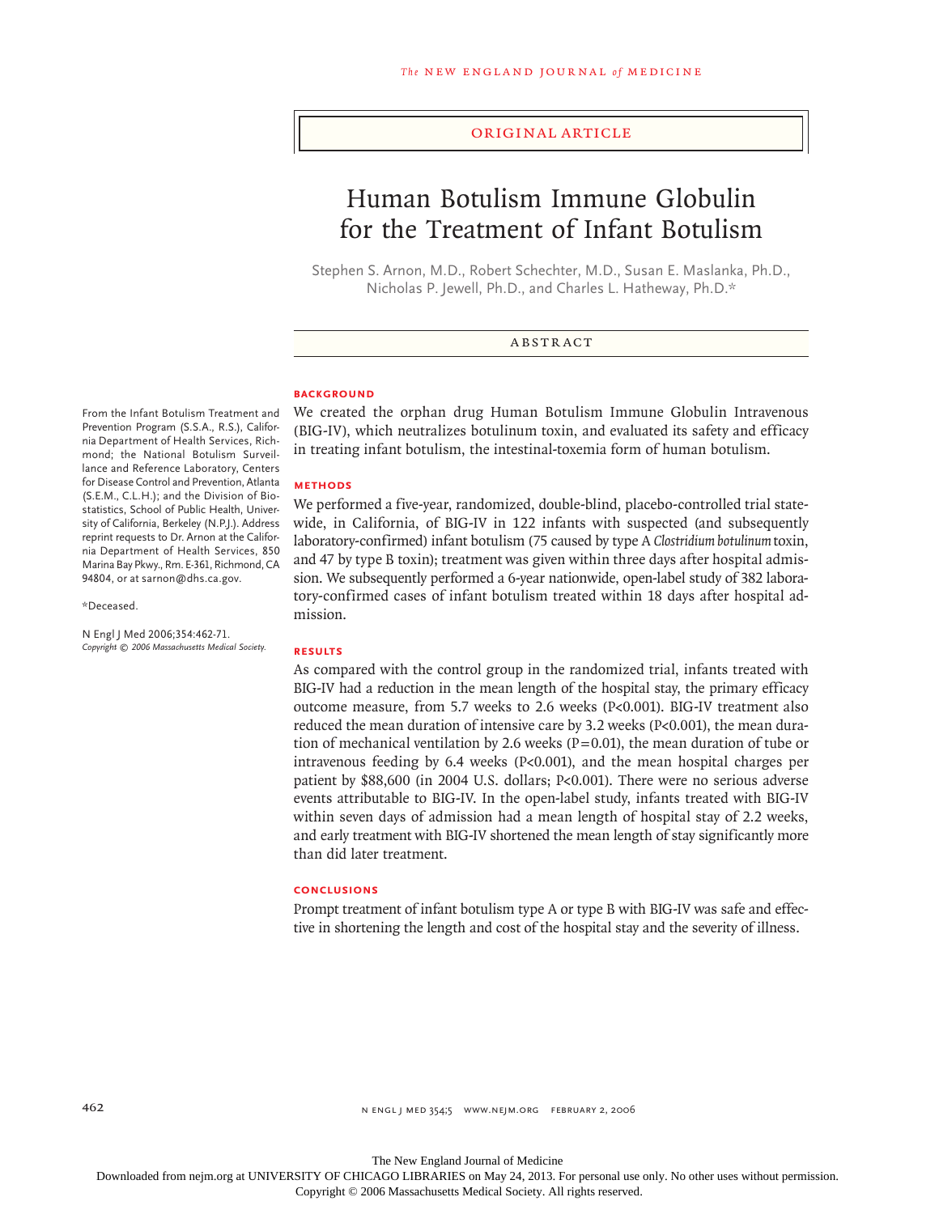ORIGINAL ARTICLE

# Human Botulism Immune Globulin for the Treatment of Infant Botulism

Stephen S. Arnon, M.D., Robert Schechter, M.D., Susan E. Maslanka, Ph.D., Nicholas P. Jewell, Ph.D., and Charles L. Hatheway, Ph.D.*

## ABSTRACT

### BACKGROUND

We created the orphan drug Human Botulism Immune Globulin Intravenous (BIG-IV), which neutralizes botulinum toxin, and evaluated its safety and efficacy in treating infant botulism, the intestinal-toxemia form of human botulism.

### METHODS

We performed a five-year, randomized, double-blind, placebo-controlled trial statewide, in California, of BIG-IV in 122 infants with suspected (and subsequently laboratory-confirmed) infant botulism (75 caused by type A *Clostridium botulinum* toxin, and 47 by type B toxin); treatment was given within three days after hospital admission. We subsequently performed a 6-year nationwide, open-label study of 382 laboratory-confirmed cases of infant botulism treated within 18 days after hospital admission.

### RESULTS

As compared with the control group in the randomized trial, infants treated with BIG-IV had a reduction in the mean length of the hospital stay, the primary efficacy outcome measure, from 5.7 weeks to 2.6 weeks (P<0.001). BIG-IV treatment also reduced the mean duration of intensive care by 3.2 weeks (P<0.001), the mean duration of mechanical ventilation by 2.6 weeks (P=0.01), the mean duration of tube or intravenous feeding by 6.4 weeks (P<0.001), and the mean hospital charges per patient by $88,600 (in 2004 U.S. dollars; P<0.001). There were no serious adverse events attributable to BIG-IV. In the open-label study, infants treated with BIG-IV within seven days of admission had a mean length of hospital stay of 2.2 weeks, and early treatment with BIG-IV shortened the mean length of stay significantly more than did later treatment.

### CONCLUSIONS

Prompt treatment of infant botulism type A or type B with BIG-IV was safe and effective in shortening the length and cost of the hospital stay and the severity of illness.

From the Infant Botulism Treatment and Prevention Program (S.S.A., R.S.), California Department of Health Services, Richmond; the National Botulism Surveillance and Reference Laboratory, Centers for Disease Control and Prevention, Atlanta (S.E.M., C.L.H.); and the Division of Biostatistics, School of Public Health, University of California, Berkeley (N.P.J.). Address reprint requests to Dr. Arnon at the California Department of Health Services, 850 Marina Bay Pkwy., Rm. E-361, Richmond, CA 94804, or at sarnon@dhs.ca.gov.

*Deceased.

N Engl J Med 2006;354:462-71.
*Copyright © 2006 Massachusetts Medical Society.*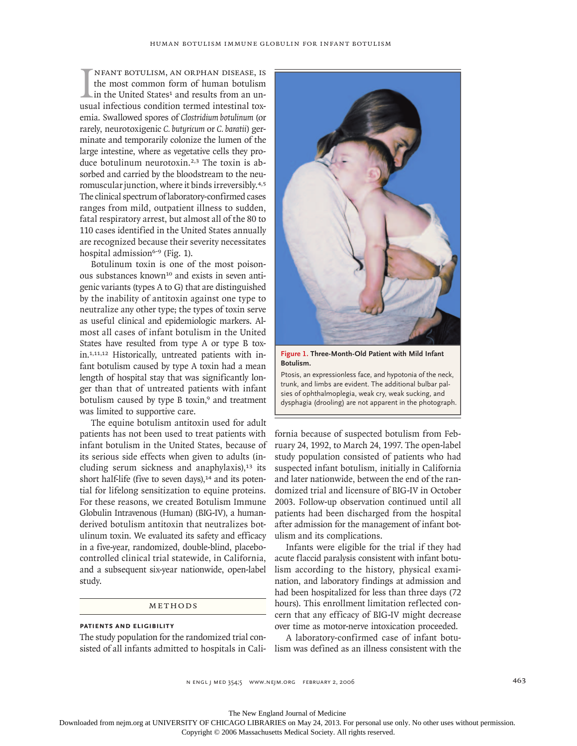Infant botulism, an orphan disease, is the most common form of human botulism in the United States[1] and results from an unusual infectious condition termed intestinal toxemia. Swallowed spores of *Clostridium botulinum* (or rarely, neurotoxigenic *C. butyricum* or *C. baratii*) germinate and temporarily colonize the lumen of the large intestine, where as vegetative cells they produce botulinum neurotoxin.[2,3] The toxin is absorbed and carried by the bloodstream to the neuromuscular junction, where it binds irreversibly.[4,5] The clinical spectrum of laboratory-confirmed cases ranges from mild, outpatient illness to sudden, fatal respiratory arrest, but almost all of the 80 to 110 cases identified in the United States annually are recognized because their severity necessitates hospital admission[6-9] (Fig. 1).

**Figure 1. Three-Month-Old Patient with Mild Infant Botulism.**

Ptosis, an expressionless face, and hypotonia of the neck, trunk, and limbs are evident. The additional bulbar palsies of ophthalmoplegia, weak cry, weak sucking, and dysphagia (drooling) are not apparent in the photograph.

Botulinum toxin is one of the most poisonous substances known[10] and exists in seven antigenic variants (types A to G) that are distinguished by the inability of antitoxin against one type to neutralize any other type; the types of toxin serve as useful clinical and epidemiologic markers. Almost all cases of infant botulism in the United States have resulted from type A or type B toxin.[1,11,12] Historically, untreated patients with infant botulism caused by type A toxin had a mean length of hospital stay that was significantly longer than that of untreated patients with infant botulism caused by type B toxin,[9] and treatment was limited to supportive care.

The equine botulism antitoxin used for adult patients has not been used to treat patients with infant botulism in the United States, because of its serious side effects when given to adults (including serum sickness and anaphylaxis),[13] its short half-life (five to seven days),[14] and its potential for lifelong sensitization to equine proteins. For these reasons, we created Botulism Immune Globulin Intravenous (Human) (BIG-IV), a human-derived botulism antitoxin that neutralizes botulinum toxin. We evaluated its safety and efficacy in a five-year, randomized, double-blind, placebo-controlled clinical trial statewide, in California, and a subsequent six-year nationwide, open-label study.

## Methods

### Patients and Eligibility

The study population for the randomized trial consisted of all infants admitted to hospitals in California because of suspected botulism from February 24, 1992, to March 24, 1997. The open-label study population consisted of patients who had suspected infant botulism, initially in California and later nationwide, between the end of the randomized trial and licensure of BIG-IV in October 2003. Follow-up observation continued until all patients had been discharged from the hospital after admission for the management of infant botulism and its complications.

Infants were eligible for the trial if they had acute flaccid paralysis consistent with infant botulism according to the history, physical examination, and laboratory findings at admission and had been hospitalized for less than three days (72 hours). This enrollment limitation reflected concern that any efficacy of BIG-IV might decrease over time as motor-nerve intoxication proceeded.

A laboratory-confirmed case of infant botulism was defined as an illness consistent with the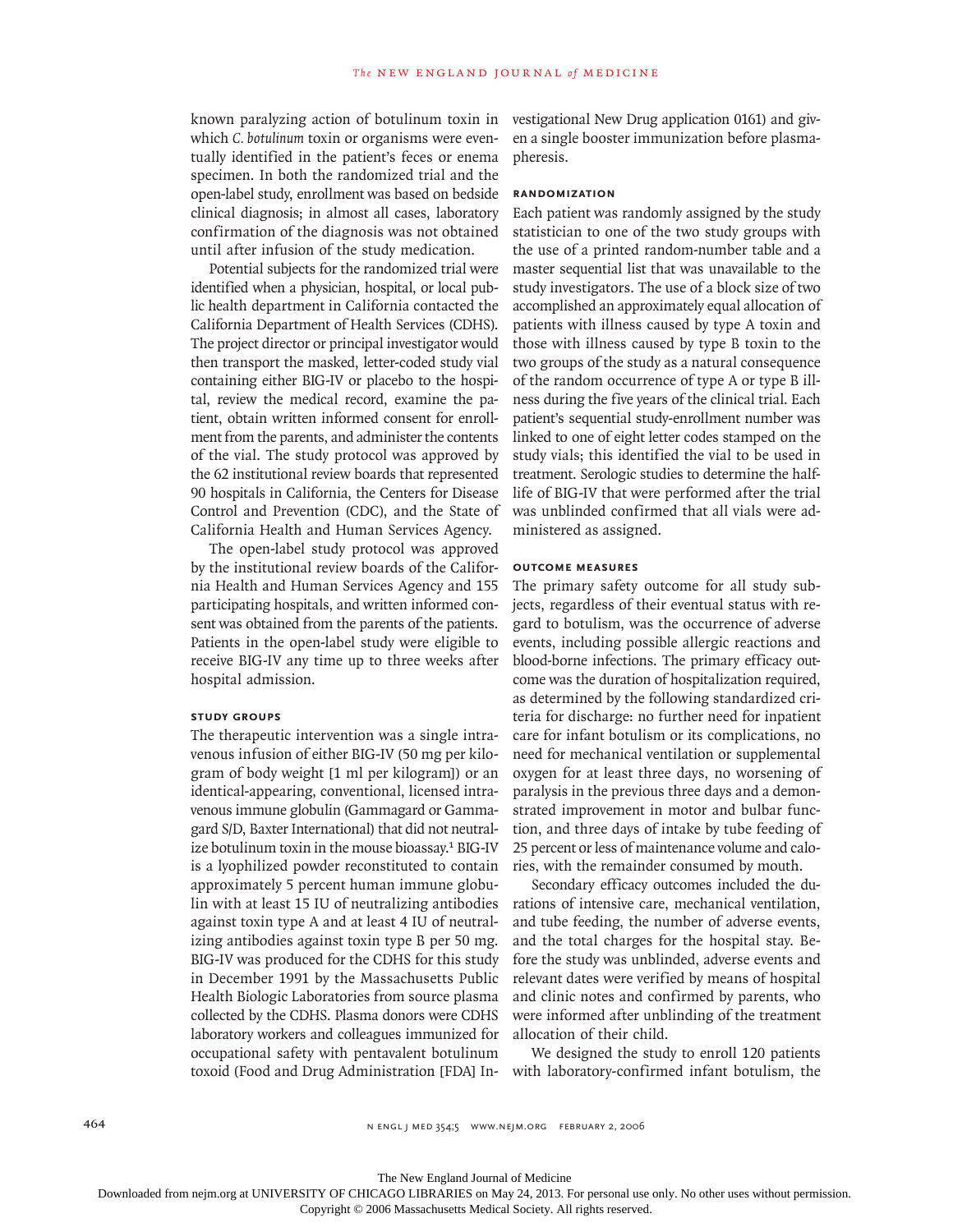known paralyzing action of botulinum toxin in which *C. botulinum* toxin or organisms were eventually identified in the patient's feces or enema specimen. In both the randomized trial and the open-label study, enrollment was based on bedside clinical diagnosis; in almost all cases, laboratory confirmation of the diagnosis was not obtained until after infusion of the study medication.

Potential subjects for the randomized trial were identified when a physician, hospital, or local public health department in California contacted the California Department of Health Services (CDHS). The project director or principal investigator would then transport the masked, letter-coded study vial containing either BIG-IV or placebo to the hospital, review the medical record, examine the patient, obtain written informed consent for enrollment from the parents, and administer the contents of the vial. The study protocol was approved by the 62 institutional review boards that represented 90 hospitals in California, the Centers for Disease Control and Prevention (CDC), and the State of California Health and Human Services Agency.

The open-label study protocol was approved by the institutional review boards of the California Health and Human Services Agency and 155 participating hospitals, and written informed consent was obtained from the parents of the patients. Patients in the open-label study were eligible to receive BIG-IV any time up to three weeks after hospital admission.

### STUDY GROUPS

The therapeutic intervention was a single intravenous infusion of either BIG-IV (50 mg per kilogram of body weight [1 ml per kilogram]) or an identical-appearing, conventional, licensed intravenous immune globulin (Gammagard or Gammagard S/D, Baxter International) that did not neutralize botulinum toxin in the mouse bioassay.[1] BIG-IV is a lyophilized powder reconstituted to contain approximately 5 percent human immune globulin with at least 15 IU of neutralizing antibodies against toxin type A and at least 4 IU of neutralizing antibodies against toxin type B per 50 mg. BIG-IV was produced for the CDHS for this study in December 1991 by the Massachusetts Public Health Biologic Laboratories from source plasma collected by the CDHS. Plasma donors were CDHS laboratory workers and colleagues immunized for occupational safety with pentavalent botulinum toxoid (Food and Drug Administration [FDA] Investigational New Drug application 0161) and given a single booster immunization before plasmapheresis.

### RANDOMIZATION

Each patient was randomly assigned by the study statistician to one of the two study groups with the use of a printed random-number table and a master sequential list that was unavailable to the study investigators. The use of a block size of two accomplished an approximately equal allocation of patients with illness caused by type A toxin and those with illness caused by type B toxin to the two groups of the study as a natural consequence of the random occurrence of type A or type B illness during the five years of the clinical trial. Each patient's sequential study-enrollment number was linked to one of eight letter codes stamped on the study vials; this identified the vial to be used in treatment. Serologic studies to determine the half-life of BIG-IV that were performed after the trial was unblinded confirmed that all vials were administered as assigned.

### OUTCOME MEASURES

The primary safety outcome for all study subjects, regardless of their eventual status with regard to botulism, was the occurrence of adverse events, including possible allergic reactions and blood-borne infections. The primary efficacy outcome was the duration of hospitalization required, as determined by the following standardized criteria for discharge: no further need for inpatient care for infant botulism or its complications, no need for mechanical ventilation or supplemental oxygen for at least three days, no worsening of paralysis in the previous three days and a demonstrated improvement in motor and bulbar function, and three days of intake by tube feeding of 25 percent or less of maintenance volume and calories, with the remainder consumed by mouth.

Secondary efficacy outcomes included the durations of intensive care, mechanical ventilation, and tube feeding, the number of adverse events, and the total charges for the hospital stay. Before the study was unblinded, adverse events and relevant dates were verified by means of hospital and clinic notes and confirmed by parents, who were informed after unblinding of the treatment allocation of their child.

We designed the study to enroll 120 patients with laboratory-confirmed infant botulism, the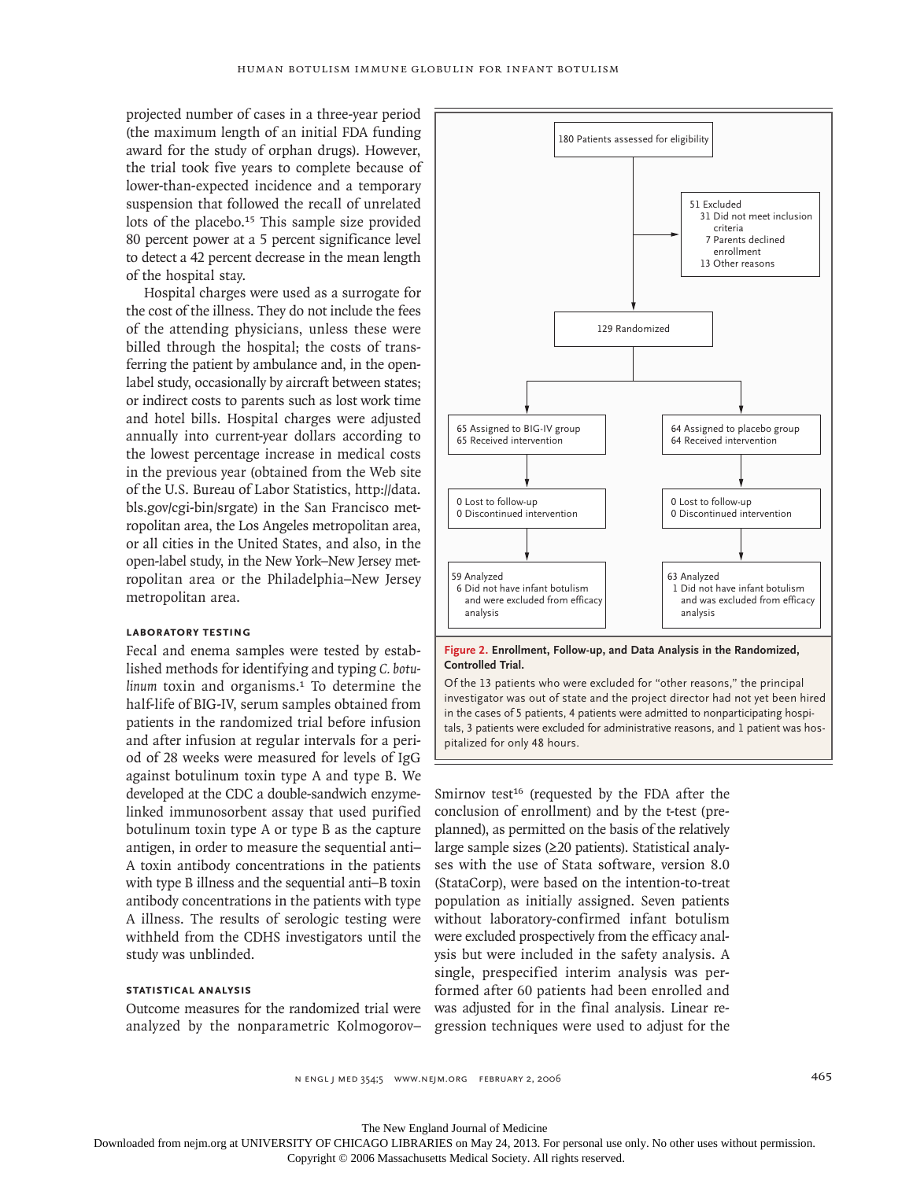projected number of cases in a three-year period (the maximum length of an initial FDA funding award for the study of orphan drugs). However, the trial took five years to complete because of lower-than-expected incidence and a temporary suspension that followed the recall of unrelated lots of the placebo.[15] This sample size provided 80 percent power at a 5 percent significance level to detect a 42 percent decrease in the mean length of the hospital stay.

Hospital charges were used as a surrogate for the cost of the illness. They do not include the fees of the attending physicians, unless these were billed through the hospital; the costs of transferring the patient by ambulance and, in the open-label study, occasionally by aircraft between states; or indirect costs to parents such as lost work time and hotel bills. Hospital charges were adjusted annually into current-year dollars according to the lowest percentage increase in medical costs in the previous year (obtained from the Web site of the U.S. Bureau of Labor Statistics, http://data.bls.gov/cgi-bin/srgate) in the San Francisco metropolitan area, the Los Angeles metropolitan area, or all cities in the United States, and also, in the open-label study, in the New York–New Jersey metropolitan area or the Philadelphia–New Jersey metropolitan area.

### LABORATORY TESTING

Fecal and enema samples were tested by established methods for identifying and typing *C. botulinum* toxin and organisms.[1] To determine the half-life of BIG-IV, serum samples obtained from patients in the randomized trial before infusion and after infusion at regular intervals for a period of 28 weeks were measured for levels of IgG against botulinum toxin type A and type B. We developed at the CDC a double-sandwich enzyme-linked immunosorbent assay that used purified botulinum toxin type A or type B as the capture antigen, in order to measure the sequential anti–A toxin antibody concentrations in the patients with type B illness and the sequential anti–B toxin antibody concentrations in the patients with type A illness. The results of serologic testing were withheld from the CDHS investigators until the study was unblinded.

### STATISTICAL ANALYSIS

Outcome measures for the randomized trial were analyzed by the nonparametric Kolmogorov–Smirnov test[16] (requested by the FDA after the conclusion of enrollment) and by the t-test (preplanned), as permitted on the basis of the relatively large sample sizes (≥20 patients). Statistical analyses with the use of Stata software, version 8.0 (StataCorp), were based on the intention-to-treat population as initially assigned. Seven patients without laboratory-confirmed infant botulism were excluded prospectively from the efficacy analysis but were included in the safety analysis. A single, prespecified interim analysis was performed after 60 patients had been enrolled and was adjusted for in the final analysis. Linear regression techniques were used to adjust for the

180 Patients assessed for eligibility

51 Excluded
- 31 Did not meet inclusion criteria
- 7 Parents declined enrollment
- 13 Other reasons

129 Randomized

| BIG-IV group | Placebo group |
|---|---|
| 65 Assigned to BIG-IV group<br>65 Received intervention | 64 Assigned to placebo group<br>64 Received intervention |
| 0 Lost to follow-up<br>0 Discontinued intervention | 0 Lost to follow-up<br>0 Discontinued intervention |
| 59 Analyzed<br>6 Did not have infant botulism and were excluded from efficacy analysis | 63 Analyzed<br>1 Did not have infant botulism and was excluded from efficacy analysis |

**Figure 2. Enrollment, Follow-up, and Data Analysis in the Randomized, Controlled Trial.**

Of the 13 patients who were excluded for "other reasons," the principal investigator was out of state and the project director had not yet been hired in the cases of 5 patients, 4 patients were admitted to nonparticipating hospitals, 3 patients were excluded for administrative reasons, and 1 patient was hospitalized for only 48 hours.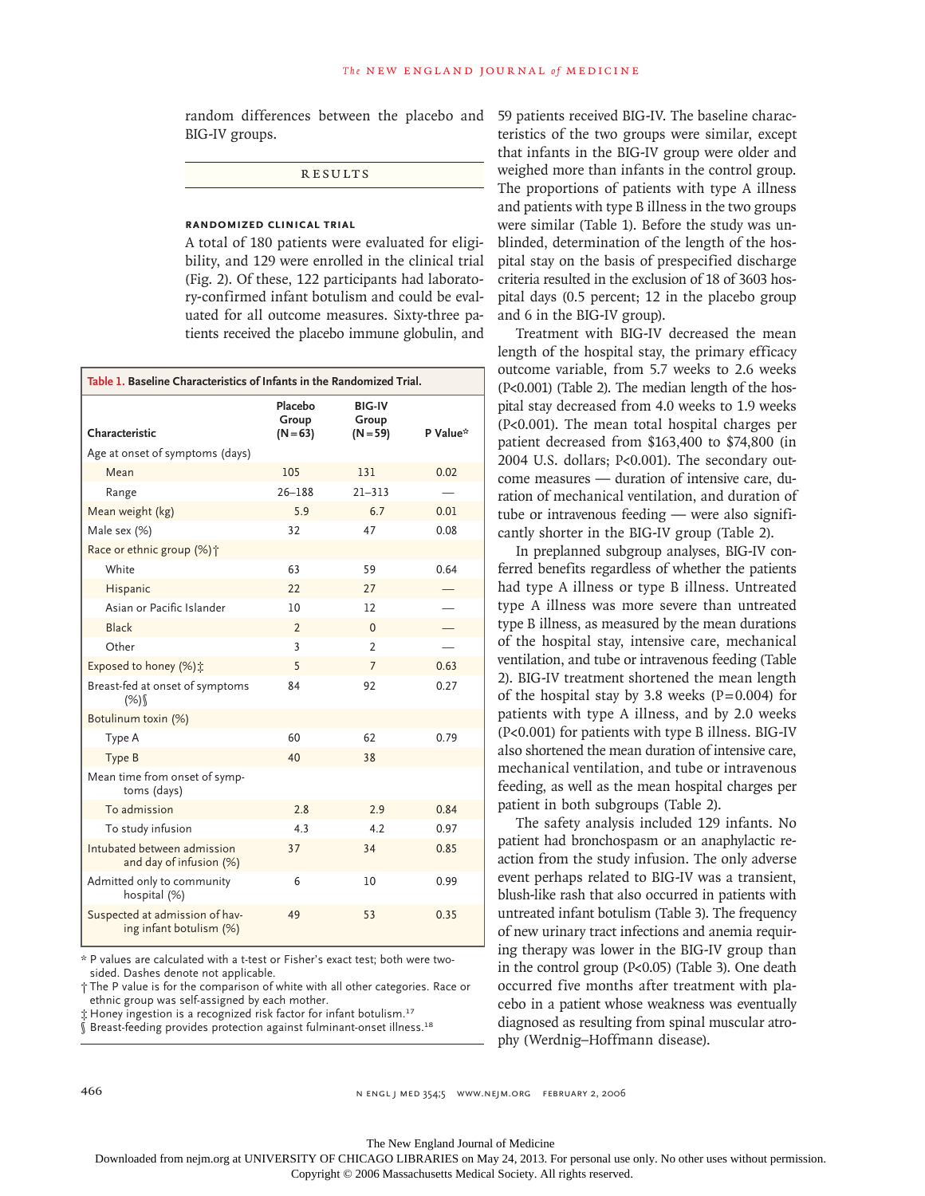random differences between the placebo and BIG-IV groups.

## RESULTS

### RANDOMIZED CLINICAL TRIAL

A total of 180 patients were evaluated for eligibility, and 129 were enrolled in the clinical trial (Fig. 2). Of these, 122 participants had laboratory-confirmed infant botulism and could be evaluated for all outcome measures. Sixty-three patients received the placebo immune globulin, and 59 patients received BIG-IV. The baseline characteristics of the two groups were similar, except that infants in the BIG-IV group were older and weighed more than infants in the control group. The proportions of patients with type A illness and patients with type B illness in the two groups were similar (Table 1). Before the study was unblinded, determination of the length of the hospital stay on the basis of prespecified discharge criteria resulted in the exclusion of 18 of 3603 hospital days (0.5 percent; 12 in the placebo group and 6 in the BIG-IV group).

**Table 1. Baseline Characteristics of Infants in the Randomized Trial.**

| Characteristic | Placebo Group (N=63) | BIG-IV Group (N=59) | P Value* |
|---|---|---|---|
| Age at onset of symptoms (days) | | | |
| Mean | 105 | 131 | 0.02 |
| Range | 26–188 | 21–313 | — |
| Mean weight (kg) | 5.9 | 6.7 | 0.01 |
| Male sex (%) | 32 | 47 | 0.08 |
| Race or ethnic group (%)† | | | |
| White | 63 | 59 | 0.64 |
| Hispanic | 22 | 27 | — |
| Asian or Pacific Islander | 10 | 12 | — |
| Black | 2 | 0 | — |
| Other | 3 | 2 | — |
| Exposed to honey (%)‡ | 5 | 7 | 0.63 |
| Breast-fed at onset of symptoms (%)§ | 84 | 92 | 0.27 |
| Botulinum toxin (%) | | | |
| Type A | 60 | 62 | 0.79 |
| Type B | 40 | 38 | |
| Mean time from onset of symptoms (days) | | | |
| To admission | 2.8 | 2.9 | 0.84 |
| To study infusion | 4.3 | 4.2 | 0.97 |
| Intubated between admission and day of infusion (%) | 37 | 34 | 0.85 |
| Admitted only to community hospital (%) | 6 | 10 | 0.99 |
| Suspected at admission of having infant botulism (%) | 49 | 53 | 0.35 |

\* P values are calculated with a t-test or Fisher's exact test; both were two-sided. Dashes denote not applicable.

† The P value is for the comparison of white with all other categories. Race or ethnic group was self-assigned by each mother.

‡ Honey ingestion is a recognized risk factor for infant botulism.[17]

§ Breast-feeding provides protection against fulminant-onset illness.[18]

Treatment with BIG-IV decreased the mean length of the hospital stay, the primary efficacy outcome variable, from 5.7 weeks to 2.6 weeks ($P<0.001$) (Table 2). The median length of the hospital stay decreased from 4.0 weeks to 1.9 weeks ($P<0.001$). The mean total hospital charges per patient decreased from \$163,400 to \$74,800 (in 2004 U.S. dollars; $P<0.001$). The secondary outcome measures — duration of intensive care, duration of mechanical ventilation, and duration of tube or intravenous feeding — were also significantly shorter in the BIG-IV group (Table 2).

In preplanned subgroup analyses, BIG-IV conferred benefits regardless of whether the patients had type A illness or type B illness. Untreated type A illness was more severe than untreated type B illness, as measured by the mean durations of the hospital stay, intensive care, mechanical ventilation, and tube or intravenous feeding (Table 2). BIG-IV treatment shortened the mean length of the hospital stay by 3.8 weeks ($P=0.004$) for patients with type A illness, and by 2.0 weeks ($P<0.001$) for patients with type B illness. BIG-IV also shortened the mean duration of intensive care, mechanical ventilation, and tube or intravenous feeding, as well as the mean hospital charges per patient in both subgroups (Table 2).

The safety analysis included 129 infants. No patient had bronchospasm or an anaphylactic reaction from the study infusion. The only adverse event perhaps related to BIG-IV was a transient, blush-like rash that also occurred in patients with untreated infant botulism (Table 3). The frequency of new urinary tract infections and anemia requiring therapy was lower in the BIG-IV group than in the control group ($P<0.05$) (Table 3). One death occurred five months after treatment with placebo in a patient whose weakness was eventually diagnosed as resulting from spinal muscular atrophy (Werdnig–Hoffmann disease).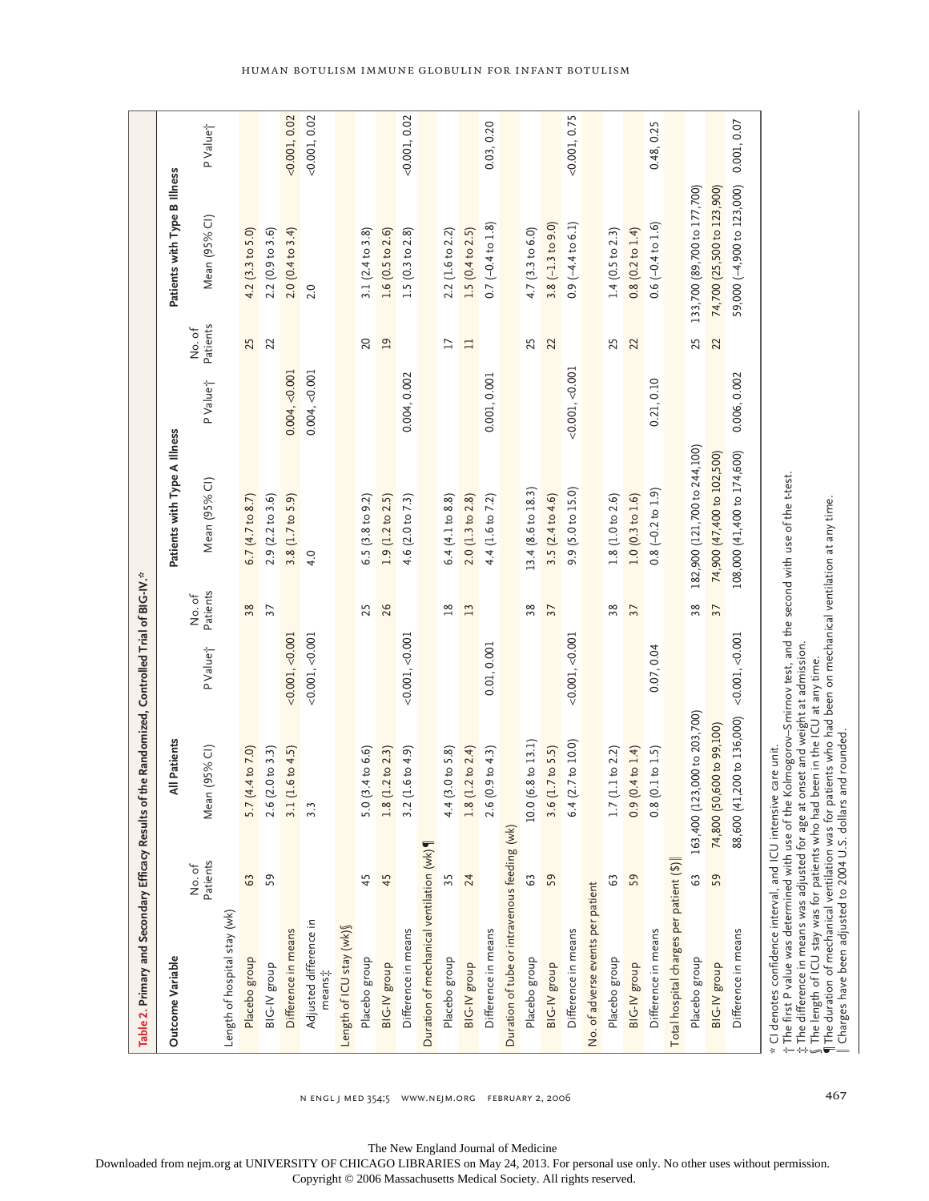**Table 2. Primary and Secondary Efficacy Results of the Randomized, Controlled Trial of BIG-IV.***

| Outcome Variable | All Patients | | | Patients with Type A Illness | | | Patients with Type B Illness | | |
|---|---|---|---|---|---|---|---|---|---|
| | No. of Patients | Mean (95% CI) | P Value† | No. of Patients | Mean (95% CI) | P Value† | No. of Patients | Mean (95% CI) | P Value† |
| Length of hospital stay (wk) | | | | | | | | | |
| Placebo group | 63 | 5.7 (4.4 to 7.0) | | 38 | 6.7 (4.7 to 8.7) | | 25 | 4.2 (3.3 to 5.0) | |
| BIG-IV group | 59 | 2.6 (2.0 to 3.3) | | 37 | 2.9 (2.2 to 3.6) | | 22 | 2.2 (0.9 to 3.6) | |
| Difference in means | | 3.1 (1.6 to 4.5) | <0.001, <0.001 | | 3.8 (1.7 to 5.9) | 0.004, <0.001 | | 2.0 (0.4 to 3.4) | <0.001, 0.02 |
| Adjusted difference in means‡ | | 3.3 | <0.001, <0.001 | | 4.0 | 0.004, <0.001 | | 2.0 | <0.001, 0.02 |
| Length of ICU stay (wk)§ | | | | | | | | | |
| Placebo group | 45 | 5.0 (3.4 to 6.6) | | 25 | 6.5 (3.8 to 9.2) | | 20 | 3.1 (2.4 to 3.8) | |
| BIG-IV group | 45 | 1.8 (1.2 to 2.3) | | 26 | 1.9 (1.2 to 2.5) | | 19 | 1.6 (0.5 to 2.6) | |
| Difference in means | | 3.2 (1.6 to 4.9) | <0.001, <0.001 | | 4.6 (2.0 to 7.3) | 0.004, 0.002 | | 1.5 (0.3 to 2.8) | <0.001, 0.02 |
| Duration of mechanical ventilation (wk)¶ | | | | | | | | | |
| Placebo group | 35 | 4.4 (3.0 to 5.8) | | 18 | 6.4 (4.1 to 8.8) | | 17 | 2.2 (1.6 to 2.2) | |
| BIG-IV group | 24 | 1.8 (1.2 to 2.4) | | 13 | 2.0 (1.3 to 2.8) | | 11 | 1.5 (0.4 to 2.5) | |
| Difference in means | | 2.6 (0.9 to 4.3) | 0.01, 0.001 | | 4.4 (1.6 to 7.2) | 0.001, 0.001 | | 0.7 (−0.4 to 1.8) | 0.03, 0.20 |
| Duration of tube or intravenous feeding (wk) | | | | | | | | | |
| Placebo group | 63 | 10.0 (6.8 to 13.1) | | 38 | 13.4 (8.6 to 18.3) | | 25 | 4.7 (3.3 to 6.0) | |
| BIG-IV group | 59 | 3.6 (1.7 to 5.5) | | 37 | 3.5 (2.4 to 4.6) | | 22 | 3.8 (−1.3 to 9.0) | |
| Difference in means | | 6.4 (2.7 to 10.0) | <0.001, <0.001 | | 9.9 (5.0 to 15.0) | <0.001, <0.001 | | 0.9 (−4.4 to 6.1) | <0.001, 0.75 |
| No. of adverse events per patient | | | | | | | | | |
| Placebo group | 63 | 1.7 (1.1 to 2.2) | | 38 | 1.8 (1.0 to 2.6) | | 25 | 1.4 (0.5 to 2.3) | |
| BIG-IV group | 59 | 0.9 (0.4 to 1.4) | | 37 | 1.0 (0.3 to 1.6) | | 22 | 0.8 (0.2 to 1.4) | |
| Difference in means | | 0.8 (0.1 to 1.5) | 0.07, 0.04 | | 0.8 (−0.2 to 1.9) | 0.21, 0.10 | | 0.6 (−0.4 to 1.6) | 0.48, 0.25 |
| Total hospital charges per patient ($)‖ | | | | | | | | | |
| Placebo group | 63 | 163,400 (123,000 to 203,700) | | 38 | 182,900 (121,700 to 244,100) | | 25 | 133,700 (89,700 to 177,700) | |
| BIG-IV group | 59 | 74,800 (50,600 to 99,100) | | 37 | 74,900 (47,400 to 102,500) | | 22 | 74,700 (25,500 to 123,900) | |
| Difference in means | | 88,600 (41,200 to 136,000) | <0.001, <0.001 | | 108,000 (41,400 to 174,600) | 0.006, 0.002 | | 59,000 (−4,900 to 123,000) | 0.001, 0.07 |

\* CI denotes confidence interval, and ICU intensive care unit.

† The first P value was determined with use of the Kolmogorov–Smirnov test, and the second with use of the t-test.

‡ The difference in means was adjusted for age at onset and weight at admission.

§ The length of ICU stay was for patients who had been in the ICU at any time.

¶ The duration of mechanical ventilation was for patients who had been on mechanical ventilation at any time.

‖ Charges have been adjusted to 2004 U.S. dollars and rounded.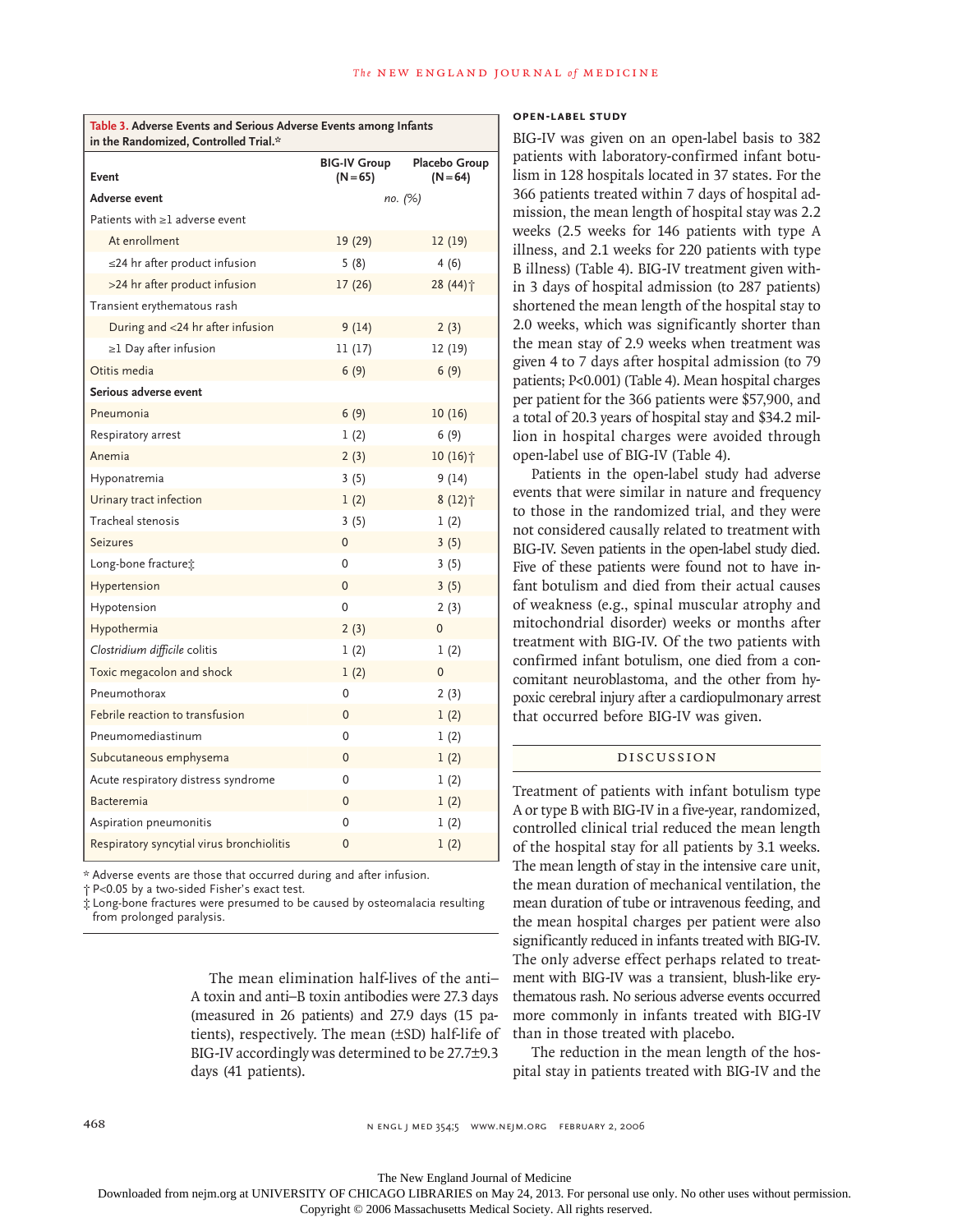**Table 3. Adverse Events and Serious Adverse Events among Infants in the Randomized, Controlled Trial.***

| Event | BIG-IV Group (N=65) | Placebo Group (N=64) |
|---|---|---|
| | *no. (%)* | |
| **Adverse event** | | |
| Patients with ≥1 adverse event | | |
| At enrollment | 19 (29) | 12 (19) |
| ≤24 hr after product infusion | 5 (8) | 4 (6) |
| >24 hr after product infusion | 17 (26) | 28 (44)† |
| Transient erythematous rash | | |
| During and <24 hr after infusion | 9 (14) | 2 (3) |
| ≥1 Day after infusion | 11 (17) | 12 (19) |
| Otitis media | 6 (9) | 6 (9) |
| **Serious adverse event** | | |
| Pneumonia | 6 (9) | 10 (16) |
| Respiratory arrest | 1 (2) | 6 (9) |
| Anemia | 2 (3) | 10 (16)† |
| Hyponatremia | 3 (5) | 9 (14) |
| Urinary tract infection | 1 (2) | 8 (12)† |
| Tracheal stenosis | 3 (5) | 1 (2) |
| Seizures | 0 | 3 (5) |
| Long-bone fracture‡ | 0 | 3 (5) |
| Hypertension | 0 | 3 (5) |
| Hypotension | 0 | 2 (3) |
| Hypothermia | 2 (3) | 0 |
| *Clostridium difficile* colitis | 1 (2) | 1 (2) |
| Toxic megacolon and shock | 1 (2) | 0 |
| Pneumothorax | 0 | 2 (3) |
| Febrile reaction to transfusion | 0 | 1 (2) |
| Pneumomediastinum | 0 | 1 (2) |
| Subcutaneous emphysema | 0 | 1 (2) |
| Acute respiratory distress syndrome | 0 | 1 (2) |
| Bacteremia | 0 | 1 (2) |
| Aspiration pneumonitis | 0 | 1 (2) |
| Respiratory syncytial virus bronchiolitis | 0 | 1 (2) |

\* Adverse events are those that occurred during and after infusion.

† P<0.05 by a two-sided Fisher's exact test.

‡ Long-bone fractures were presumed to be caused by osteomalacia resulting from prolonged paralysis.

The mean elimination half-lives of the anti–A toxin and anti–B toxin antibodies were 27.3 days (measured in 26 patients) and 27.9 days (15 patients), respectively. The mean (±SD) half-life of BIG-IV accordingly was determined to be 27.7±9.3 days (41 patients).

### OPEN-LABEL STUDY

BIG-IV was given on an open-label basis to 382 patients with laboratory-confirmed infant botulism in 128 hospitals located in 37 states. For the 366 patients treated within 7 days of hospital admission, the mean length of hospital stay was 2.2 weeks (2.5 weeks for 146 patients with type A illness, and 2.1 weeks for 220 patients with type B illness) (Table 4). BIG-IV treatment given within 3 days of hospital admission (to 287 patients) shortened the mean length of the hospital stay to 2.0 weeks, which was significantly shorter than the mean stay of 2.9 weeks when treatment was given 4 to 7 days after hospital admission (to 79 patients; P<0.001) (Table 4). Mean hospital charges per patient for the 366 patients were $57,900, and a total of 20.3 years of hospital stay and $34.2 million in hospital charges were avoided through open-label use of BIG-IV (Table 4).

Patients in the open-label study had adverse events that were similar in nature and frequency to those in the randomized trial, and they were not considered causally related to treatment with BIG-IV. Seven patients in the open-label study died. Five of these patients were found not to have infant botulism and died from their actual causes of weakness (e.g., spinal muscular atrophy and mitochondrial disorder) weeks or months after treatment with BIG-IV. Of the two patients with confirmed infant botulism, one died from a concomitant neuroblastoma, and the other from hypoxic cerebral injury after a cardiopulmonary arrest that occurred before BIG-IV was given.

## DISCUSSION

Treatment of patients with infant botulism type A or type B with BIG-IV in a five-year, randomized, controlled clinical trial reduced the mean length of the hospital stay for all patients by 3.1 weeks. The mean length of stay in the intensive care unit, the mean duration of mechanical ventilation, the mean duration of tube or intravenous feeding, and the mean hospital charges per patient were also significantly reduced in infants treated with BIG-IV. The only adverse effect perhaps related to treatment with BIG-IV was a transient, blush-like erythematous rash. No serious adverse events occurred more commonly in infants treated with BIG-IV than in those treated with placebo.

The reduction in the mean length of the hospital stay in patients treated with BIG-IV and the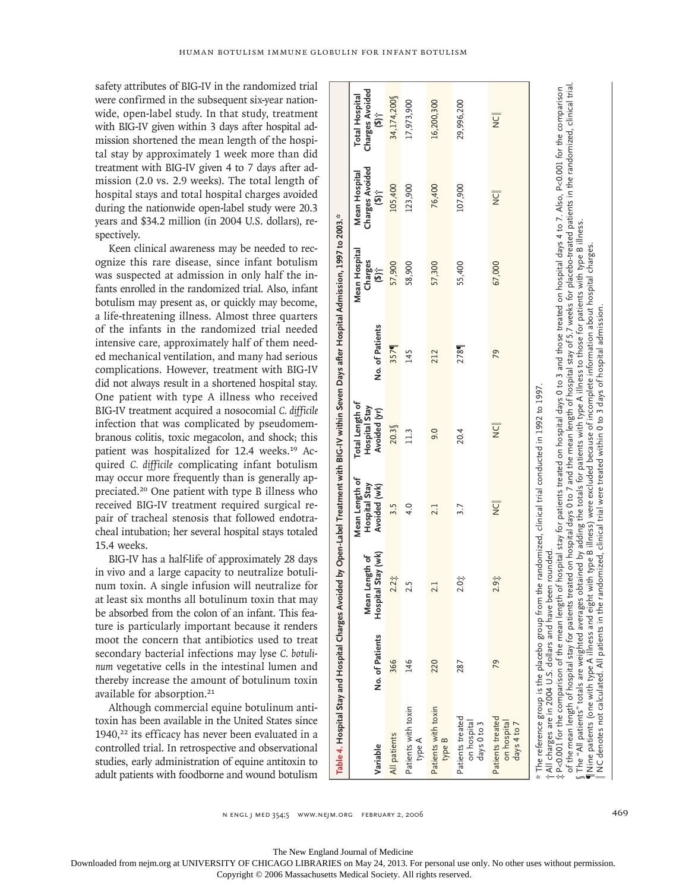safety attributes of BIG-IV in the randomized trial were confirmed in the subsequent six-year nationwide, open-label study. In that study, treatment with BIG-IV given within 3 days after hospital admission shortened the mean length of the hospital stay by approximately 1 week more than did treatment with BIG-IV given 4 to 7 days after admission (2.0 vs. 2.9 weeks). The total length of hospital stays and total hospital charges avoided during the nationwide open-label study were 20.3 years and $34.2 million (in 2004 U.S. dollars), respectively.

Keen clinical awareness may be needed to recognize this rare disease, since infant botulism was suspected at admission in only half the infants enrolled in the randomized trial. Also, infant botulism may present as, or quickly may become, a life-threatening illness. Almost three quarters of the infants in the randomized trial needed intensive care, approximately half of them needed mechanical ventilation, and many had serious complications. However, treatment with BIG-IV did not always result in a shortened hospital stay. One patient with type A illness who received BIG-IV treatment acquired a nosocomial *C. difficile* infection that was complicated by pseudomembranous colitis, toxic megacolon, and shock; this patient was hospitalized for 12.4 weeks.[19] Acquired *C. difficile* complicating infant botulism may occur more frequently than is generally appreciated.[20] One patient with type B illness who received BIG-IV treatment required surgical repair of tracheal stenosis that followed endotracheal intubation; her several hospital stays totaled 15.4 weeks.

BIG-IV has a half-life of approximately 28 days in vivo and a large capacity to neutralize botulinum toxin. A single infusion will neutralize for at least six months all botulinum toxin that may be absorbed from the colon of an infant. This feature is particularly important because it renders moot the concern that antibiotics used to treat secondary bacterial infections may lyse *C. botulinum* vegetative cells in the intestinal lumen and thereby increase the amount of botulinum toxin available for absorption.[21]

Although commercial equine botulinum antitoxin has been available in the United States since 1940,[22] its efficacy has never been evaluated in a controlled trial. In retrospective and observational studies, early administration of equine antitoxin to adult patients with foodborne and wound botulism

**Table 4. Hospital Stay and Hospital Charges Avoided by Open-Label Treatment with BIG-IV within Seven Days after Hospital Admission, 1997 to 2003.***

| Variable | No. of Patients | Mean Length of Hospital Stay (wk) | Mean Length of Hospital Stay Avoided (wk) | Total Length of Hospital Stay Avoided (yr) | No. of Patients | Mean Hospital Charges ($)† | Mean Hospital Charges Avoided ($)† | Total Hospital Charges Avoided ($)† |
|---|---|---|---|---|---|---|---|---|
| All patients | 366 | 2.2‡ | 3.5 | 20.3§ | 357¶ | 57,900 | 105,400 | 34,174,200§ |
| Patients with toxin type A | 146 | 2.5 | 4.0 | 11.3 | 145 | 58,900 | 123,900 | 17,973,900 |
| Patients with toxin type B | 220 | 2.1 | 2.1 | 9.0 | 212 | 57,300 | 76,400 | 16,200,300 |
| Patients treated on hospital days 0 to 3 | 287 | 2.0‡ | 3.7 | 20.4 | 278¶ | 55,400 | 107,900 | 29,996,200 |
| Patients treated on hospital days 4 to 7 | 79 | 2.9‡ | NC‖ | NC‖ | 79 | 67,000 | NC‖ | NC‖ |

\* The reference group is the placebo group from the randomized, clinical trial conducted in 1992 to 1997.
† All charges are in 2004 U.S. dollars and have been rounded.
‡ P<0.001 for the comparison of the mean length of hospital stay for patients treated on hospital days 0 to 3 and those treated on hospital days 4 to 7. Also, P<0.001 for the comparison of the mean length of hospital stay for patients treated on hospital days 0 to 7 and the mean length of hospital stay of 5.7 weeks for placebo-treated patients in the randomized, clinical trial.
§ The "All patients" totals are weighted averages obtained by adding the totals for patients with type A illness to those for patients with type B illness.
¶ Nine patients (one with type A illness and eight with type B illness) were excluded because of incomplete information about hospital charges.
‖ NC denotes not calculated. All patients in the randomized, clinical trial were treated within 0 to 3 days of hospital admission.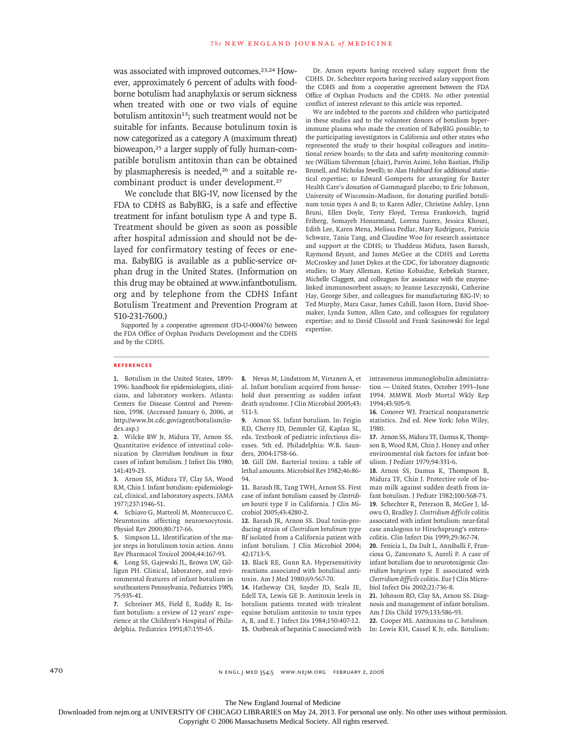was associated with improved outcomes.[23,24] However, approximately 6 percent of adults with foodborne botulism had anaphylaxis or serum sickness when treated with one or two vials of equine botulism antitoxin[13]; such treatment would not be suitable for infants. Because botulinum toxin is now categorized as a category A (maximum threat) bioweapon,[25] a larger supply of fully human-compatible botulism antitoxin than can be obtained by plasmapheresis is needed,[26] and a suitable recombinant product is under development.[27]

We conclude that BIG-IV, now licensed by the FDA to CDHS as BabyBIG, is a safe and effective treatment for infant botulism type A and type B. Treatment should be given as soon as possible after hospital admission and should not be delayed for confirmatory testing of feces or enema. BabyBIG is available as a public-service orphan drug in the United States. (Information on this drug may be obtained at www.infantbotulism.org and by telephone from the CDHS Infant Botulism Treatment and Prevention Program at 510-231-7600.)

Supported by a cooperative agreement (FD-U-000476) between the FDA Office of Orphan Products Development and the CDHS and by the CDHS.

Dr. Arnon reports having received salary support from the CDHS. Dr. Schechter reports having received salary support from the CDHS and from a cooperative agreement between the FDA Office of Orphan Products and the CDHS. No other potential conflict of interest relevant to this article was reported.

We are indebted to the parents and children who participated in these studies and to the volunteer donors of botulism hyperimmune plasma who made the creation of BabyBIG possible; to the participating investigators in California and other states who represented the study to their hospital colleagues and institutional review boards; to the data and safety monitoring committee (William Silverman [chair], Parvin Azimi, John Bastian, Philip Brunell, and Nicholas Jewell); to Alan Hubbard for additional statistical expertise; to Edward Gomperts for arranging for Baxter Health Care's donation of Gammagard placebo; to Eric Johnson, University of Wisconsin–Madison, for donating purified botulinum toxin types A and B; to Karen Adler, Christine Ashley, Lynn Bruni, Ellen Doyle, Terry Floyd, Teresa Frankovich, Ingrid Friberg, Somayeh Honarmand, Lorena Juarez, Jessica Khouri, Edith Lee, Karen Mena, Melissa Pedlar, Mary Rodriguez, Patricia Schwarz, Tania Tang, and Claudine Woo for research assistance and support at the CDHS; to Thaddeus Midura, Jason Barash, Raymond Bryant, and James McGee at the CDHS and Loretta McCroskey and Janet Dykes at the CDC, for laboratory diagnostic studies; to Mary Alleman, Ketino Kobaidze, Rebekah Starner, Michelle Claggett, and colleagues for assistance with the enzyme-linked immunosorbent assays; to Jeanne Leszczynski, Catherine Hay, George Siber, and colleagues for manufacturing BIG-IV; to Ted Murphy, Mara Casar, James Cahill, Jason Horn, David Shoemaker, Lynda Sutton, Allen Cato, and colleagues for regulatory expertise; and to David Clissold and Frank Sasinowski for legal expertise.

## References

1. Botulism in the United States, 1899-1996: handbook for epidemiologists, clinicians, and laboratory workers. Atlanta: Centers for Disease Control and Prevention, 1998. (Accessed January 6, 2006, at http://www.bt.cdc.gov/agent/botulism/index.asp.)
2. Wilcke BW Jr, Midura TF, Arnon SS. Quantitative evidence of intestinal colonization by *Clostridium botulinum* in four cases of infant botulism. J Infect Dis 1980; 141:419-23.
3. Arnon SS, Midura TF, Clay SA, Wood RM, Chin J. Infant botulism: epidemiological, clinical, and laboratory aspects. JAMA 1977;237:1946-51.
4. Schiavo G, Matteoli M, Montecucco C. Neurotoxins affecting neuroexocytosis. Physiol Rev 2000;80:717-66.
5. Simpson LL. Identification of the major steps in botulinum toxin action. Annu Rev Pharmacol Toxicol 2004;44:167-93.
6. Long SS, Gajewski JL, Brown LW, Gilligan PH. Clinical, laboratory, and environmental features of infant botulism in southeastern Pennsylvania. Pediatrics 1985; 75:935-41.
7. Schreiner MS, Field E, Ruddy R. Infant botulism: a review of 12 years' experience at the Children's Hospital of Philadelphia. Pediatrics 1991;87:159-65.
8. Nevas M, Lindstrom M, Virtanen A, et al. Infant botulism acquired from household dust presenting as sudden infant death syndrome. J Clin Microbiol 2005;43: 511-3.
9. Arnon SS. Infant botulism. In: Feigin RD, Cherry JD, Demmler GJ, Kaplan SL, eds. Textbook of pediatric infectious diseases. 5th ed. Philadelphia: W.B. Saunders, 2004:1758-66.
10. Gill DM. Bacterial toxins: a table of lethal amounts. Microbiol Rev 1982;46:86-94.
11. Barash JR, Tang TWH, Arnon SS. First case of infant botulism caused by *Clostridium baratii* type F in California. J Clin Microbiol 2005;43:4280-2.
12. Barash JR, Arnon SS. Dual toxin-producing strain of *Clostridium botulinum* type Bf isolated from a California patient with infant botulism. J Clin Microbiol 2004; 42:1713-5.
13. Black RE, Gunn RA. Hypersensitivity reactions associated with botulinal antitoxin. Am J Med 1980;69:567-70.
14. Hatheway CH, Snyder JD, Seals JE, Edell TA, Lewis GE Jr. Antitoxin levels in botulism patients treated with trivalent equine botulism antitoxin to toxin types A, B, and E. J Infect Dis 1984;150:407-12.
15. Outbreak of hepatitis C associated with intravenous immunoglobulin administration — United States, October 1993–June 1994. MMWR Morb Mortal Wkly Rep 1994;43:505-9.
16. Conover WJ. Practical nonparametric statistics. 2nd ed. New York: John Wiley, 1980.
17. Arnon SS, Midura TF, Damus K, Thompson B, Wood RM, Chin J. Honey and other environmental risk factors for infant botulism. J Pediatr 1979;94:331-6.
18. Arnon SS, Damus K, Thompson B, Midura TF, Chin J. Protective role of human milk against sudden death from infant botulism. J Pediatr 1982;100:568-73.
19. Schechter R, Peterson B, McGee J, Idowu O, Bradley J. *Clostridium difficile* colitis associated with infant botulism: near-fatal case analogous to Hirschsprung's enterocolitis. Clin Infect Dis 1999;29:367-74.
20. Fenicia L, Da Dalt L, Anniballi F, Franciosa G, Zanconato S, Aureli P. A case of infant botulism due to neurotoxigenic *Clostridium butyricum* type E associated with *Clostridium difficile* colitis. Eur J Clin Microbiol Infect Dis 2002;21:736-8.
21. Johnson RO, Clay SA, Arnon SS. Diagnosis and management of infant botulism. Am J Dis Child 1979;133:586-93.
22. Cooper MS. Antitoxins to *C. botulinum.* In: Lewis KH, Cassel K Jr, eds. Botulism: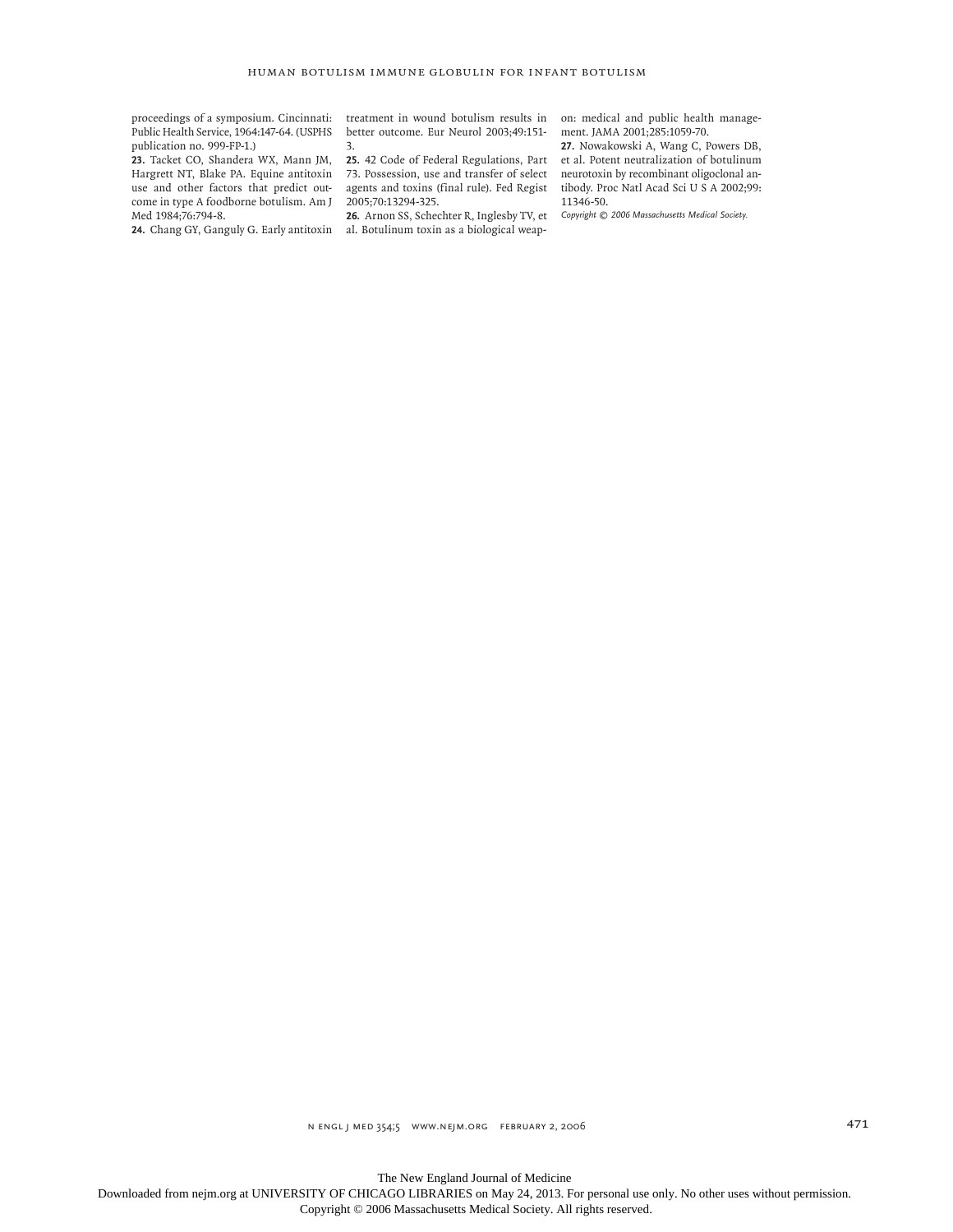proceedings of a symposium. Cincinnati: Public Health Service, 1964:147-64. (USPHS publication no. 999-FP-1.)

**23.** Tacket CO, Shandera WX, Mann JM, Hargrett NT, Blake PA. Equine antitoxin use and other factors that predict outcome in type A foodborne botulism. Am J Med 1984;76:794-8.

**24.** Chang GY, Ganguly G. Early antitoxin treatment in wound botulism results in better outcome. Eur Neurol 2003;49:151-3.

**25.** 42 Code of Federal Regulations, Part 73. Possession, use and transfer of select agents and toxins (final rule). Fed Regist 2005;70:13294-325.

**26.** Arnon SS, Schechter R, Inglesby TV, et al. Botulinum toxin as a biological weapon: medical and public health management. JAMA 2001;285:1059-70.

**27.** Nowakowski A, Wang C, Powers DB, et al. Potent neutralization of botulinum neurotoxin by recombinant oligoclonal antibody. Proc Natl Acad Sci U S A 2002;99:11346-50.

*Copyright © 2006 Massachusetts Medical Society.*